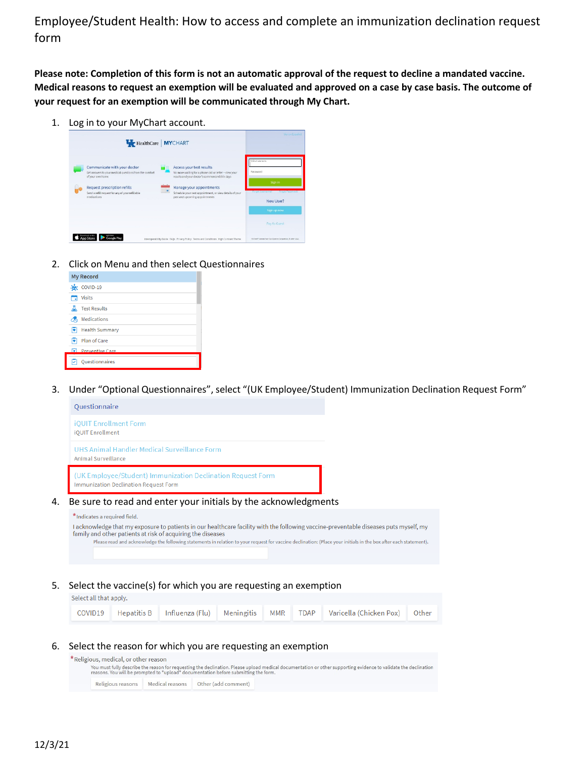# Employee/Student Health: How to access and complete an immunization declination request form

**Please note: Completion of this form is not an automatic approval of the request to decline a mandated vaccine. Medical reasons to request an exemption will be evaluated and approved on a case by case basis. The outcome of your request for an exemption will be communicated through My Chart.**

1. Log in to your MyChart account.

2. Click on Menu and then select Questionnaires

3. Under "Optional Questionnaires", select "(UK Employee/Student) Immunization Declination Request Form"

4. Be sure to read and enter your initials by the acknowledgments

5. Select the vaccine(s) for which you are requesting an exemption

6. Select the reason for which you are requesting an exemption

12/3/21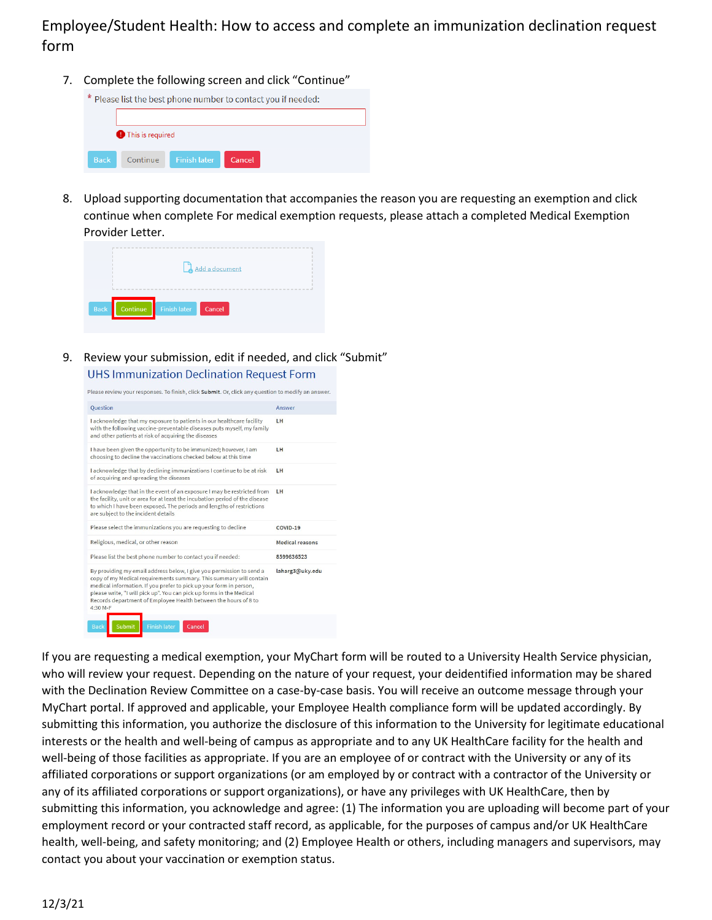Employee/Student Health: How to access and complete an immunization declination request form

7. Complete the following screen and click "Continue"

   \* Please list the best phone number to contact you if needed:

   This is required

   Back | Continue | Finish later | Cancel

8. Upload supporting documentation that accompanies the reason you are requesting an exemption and click continue when complete For medical exemption requests, please attach a completed Medical Exemption Provider Letter.

   Add a document

   Back | Continue | Finish later | Cancel

9. Review your submission, edit if needed, and click "Submit"

   UHS Immunization Declination Request Form

   Please review your responses. To finish, click **Submit**. Or, click any question to modify an answer.

| Question | Answer |
|---|---|
| I acknowledge that my exposure to patients in our healthcare facility with the following vaccine-preventable diseases puts myself, my family and other patients at risk of acquiring the diseases | LH |
| I have been given the opportunity to be immunized; however, I am choosing to decline the vaccinations checked below at this time | LH |
| I acknowledge that by declining immunizations I continue to be at risk of acquiring and spreading the diseases | LH |
| I acknowledge that in the event of an exposure I may be restricted from the facility, unit or area for at least the incubation period of the disease to which I have been exposed. The periods and lengths of restrictions are subject to the incident details | LH |
| Please select the immunizations you are requesting to decline | COVID-19 |
| Religious, medical, or other reason | Medical reasons |
| Please list the best phone number to contact you if needed: | 8599636523 |
| By providing my email address below, I give you permission to send a copy of my Medical requirements summary. This summary will contain medical information. If you prefer to pick up your form in person, please write, "I will pick up". You can pick up forms in the Medical Records department of Employee Health between the hours of 8 to 4:30 M-F | laharg3@uky.edu |

   Back | Submit | Finish later | Cancel

If you are requesting a medical exemption, your MyChart form will be routed to a University Health Service physician, who will review your request. Depending on the nature of your request, your deidentified information may be shared with the Declination Review Committee on a case-by-case basis. You will receive an outcome message through your MyChart portal. If approved and applicable, your Employee Health compliance form will be updated accordingly. By submitting this information, you authorize the disclosure of this information to the University for legitimate educational interests or the health and well-being of campus as appropriate and to any UK HealthCare facility for the health and well-being of those facilities as appropriate. If you are an employee of or contract with the University or any of its affiliated corporations or support organizations (or am employed by or contract with a contractor of the University or any of its affiliated corporations or support organizations), or have any privileges with UK HealthCare, then by submitting this information, you acknowledge and agree: (1) The information you are uploading will become part of your employment record or your contracted staff record, as applicable, for the purposes of campus and/or UK HealthCare health, well-being, and safety monitoring; and (2) Employee Health or others, including managers and supervisors, may contact you about your vaccination or exemption status.

12/3/21